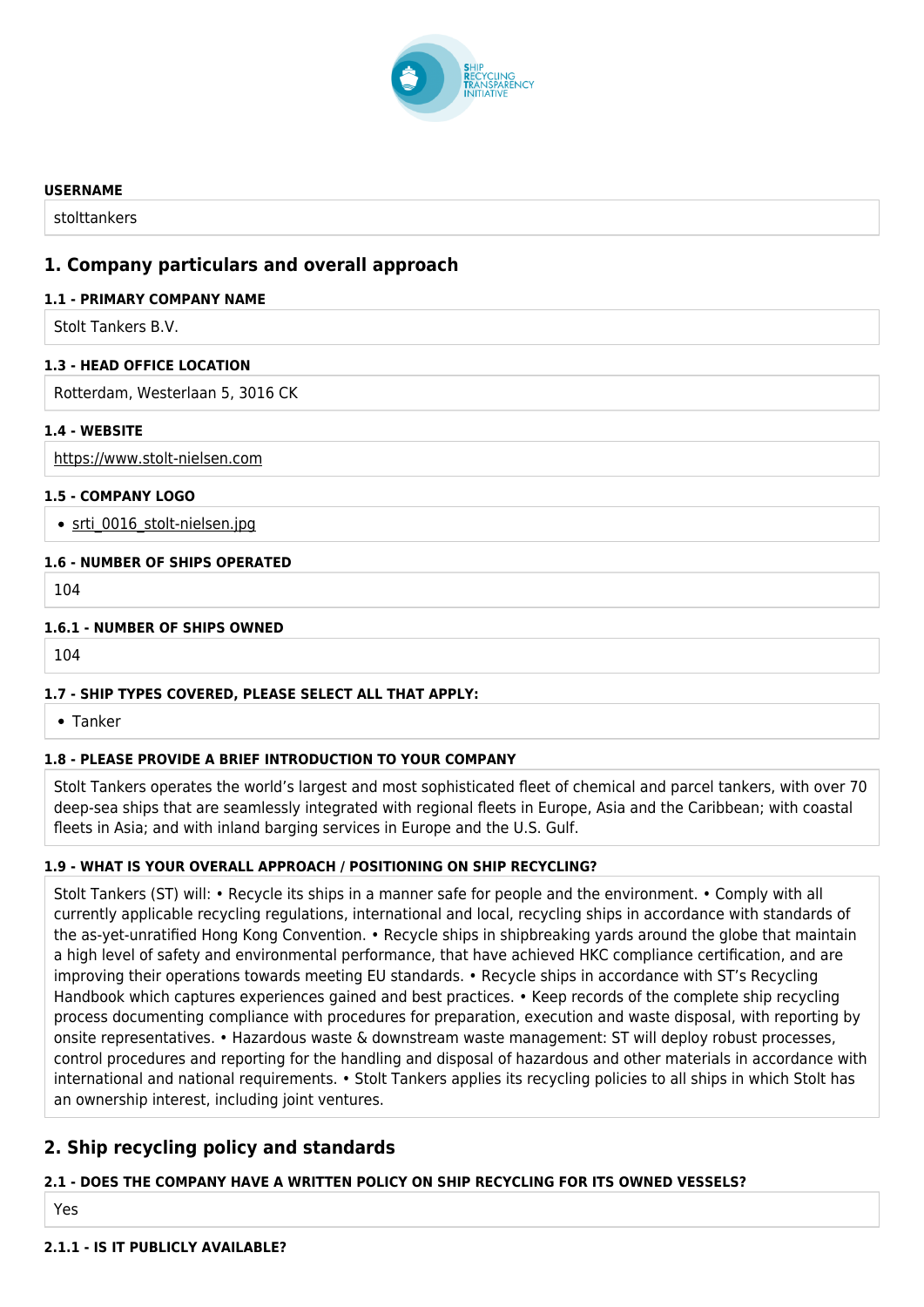SHIP RECYCLING TRANSPARENCY INITIATIVE

**USERNAME**

stolttankers

## 1. Company particulars and overall approach

**1.1 - PRIMARY COMPANY NAME**

Stolt Tankers B.V.

**1.3 - HEAD OFFICE LOCATION**

Rotterdam, Westerlaan 5, 3016 CK

**1.4 - WEBSITE**

https://www.stolt-nielsen.com

**1.5 - COMPANY LOGO**

- srti_0016_stolt-nielsen.jpg

**1.6 - NUMBER OF SHIPS OPERATED**

104

**1.6.1 - NUMBER OF SHIPS OWNED**

104

**1.7 - SHIP TYPES COVERED, PLEASE SELECT ALL THAT APPLY:**

- Tanker

**1.8 - PLEASE PROVIDE A BRIEF INTRODUCTION TO YOUR COMPANY**

Stolt Tankers operates the world's largest and most sophisticated fleet of chemical and parcel tankers, with over 70 deep-sea ships that are seamlessly integrated with regional fleets in Europe, Asia and the Caribbean; with coastal fleets in Asia; and with inland barging services in Europe and the U.S. Gulf.

**1.9 - WHAT IS YOUR OVERALL APPROACH / POSITIONING ON SHIP RECYCLING?**

Stolt Tankers (ST) will: • Recycle its ships in a manner safe for people and the environment. • Comply with all currently applicable recycling regulations, international and local, recycling ships in accordance with standards of the as-yet-unratified Hong Kong Convention. • Recycle ships in shipbreaking yards around the globe that maintain a high level of safety and environmental performance, that have achieved HKC compliance certification, and are improving their operations towards meeting EU standards. • Recycle ships in accordance with ST's Recycling Handbook which captures experiences gained and best practices. • Keep records of the complete ship recycling process documenting compliance with procedures for preparation, execution and waste disposal, with reporting by onsite representatives. • Hazardous waste & downstream waste management: ST will deploy robust processes, control procedures and reporting for the handling and disposal of hazardous and other materials in accordance with international and national requirements. • Stolt Tankers applies its recycling policies to all ships in which Stolt has an ownership interest, including joint ventures.

## 2. Ship recycling policy and standards

**2.1 - DOES THE COMPANY HAVE A WRITTEN POLICY ON SHIP RECYCLING FOR ITS OWNED VESSELS?**

Yes

**2.1.1 - IS IT PUBLICLY AVAILABLE?**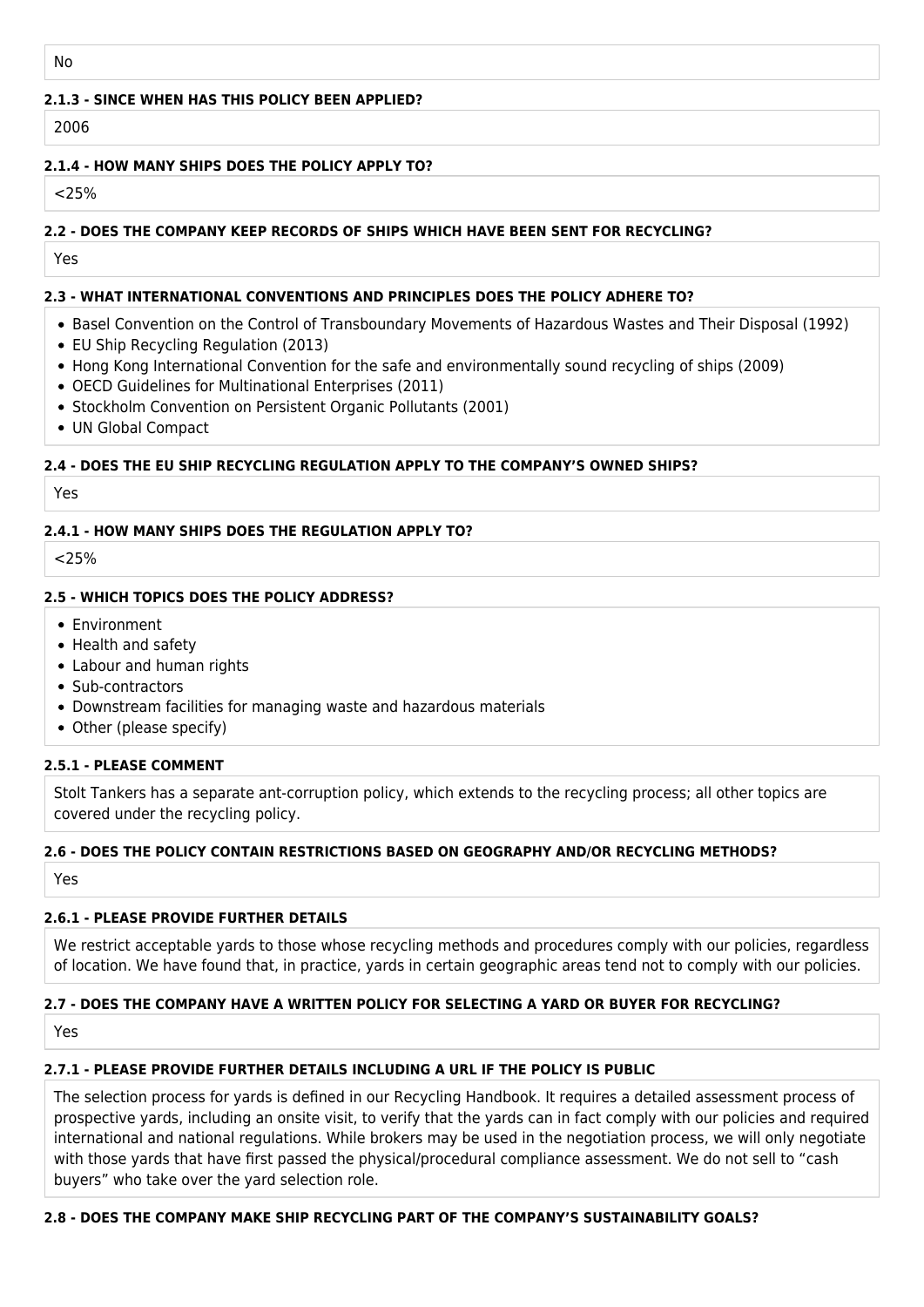No

#### 2.1.3 - SINCE WHEN HAS THIS POLICY BEEN APPLIED?

2006

#### 2.1.4 - HOW MANY SHIPS DOES THE POLICY APPLY TO?

<25%

#### 2.2 - DOES THE COMPANY KEEP RECORDS OF SHIPS WHICH HAVE BEEN SENT FOR RECYCLING?

Yes

#### 2.3 - WHAT INTERNATIONAL CONVENTIONS AND PRINCIPLES DOES THE POLICY ADHERE TO?

- Basel Convention on the Control of Transboundary Movements of Hazardous Wastes and Their Disposal (1992)
- EU Ship Recycling Regulation (2013)
- Hong Kong International Convention for the safe and environmentally sound recycling of ships (2009)
- OECD Guidelines for Multinational Enterprises (2011)
- Stockholm Convention on Persistent Organic Pollutants (2001)
- UN Global Compact

#### 2.4 - DOES THE EU SHIP RECYCLING REGULATION APPLY TO THE COMPANY'S OWNED SHIPS?

Yes

#### 2.4.1 - HOW MANY SHIPS DOES THE REGULATION APPLY TO?

<25%

#### 2.5 - WHICH TOPICS DOES THE POLICY ADDRESS?

- Environment
- Health and safety
- Labour and human rights
- Sub-contractors
- Downstream facilities for managing waste and hazardous materials
- Other (please specify)

#### 2.5.1 - PLEASE COMMENT

Stolt Tankers has a separate ant-corruption policy, which extends to the recycling process; all other topics are covered under the recycling policy.

#### 2.6 - DOES THE POLICY CONTAIN RESTRICTIONS BASED ON GEOGRAPHY AND/OR RECYCLING METHODS?

Yes

#### 2.6.1 - PLEASE PROVIDE FURTHER DETAILS

We restrict acceptable yards to those whose recycling methods and procedures comply with our policies, regardless of location. We have found that, in practice, yards in certain geographic areas tend not to comply with our policies.

#### 2.7 - DOES THE COMPANY HAVE A WRITTEN POLICY FOR SELECTING A YARD OR BUYER FOR RECYCLING?

Yes

#### 2.7.1 - PLEASE PROVIDE FURTHER DETAILS INCLUDING A URL IF THE POLICY IS PUBLIC

The selection process for yards is defined in our Recycling Handbook. It requires a detailed assessment process of prospective yards, including an onsite visit, to verify that the yards can in fact comply with our policies and required international and national regulations. While brokers may be used in the negotiation process, we will only negotiate with those yards that have first passed the physical/procedural compliance assessment. We do not sell to "cash buyers" who take over the yard selection role.

#### 2.8 - DOES THE COMPANY MAKE SHIP RECYCLING PART OF THE COMPANY'S SUSTAINABILITY GOALS?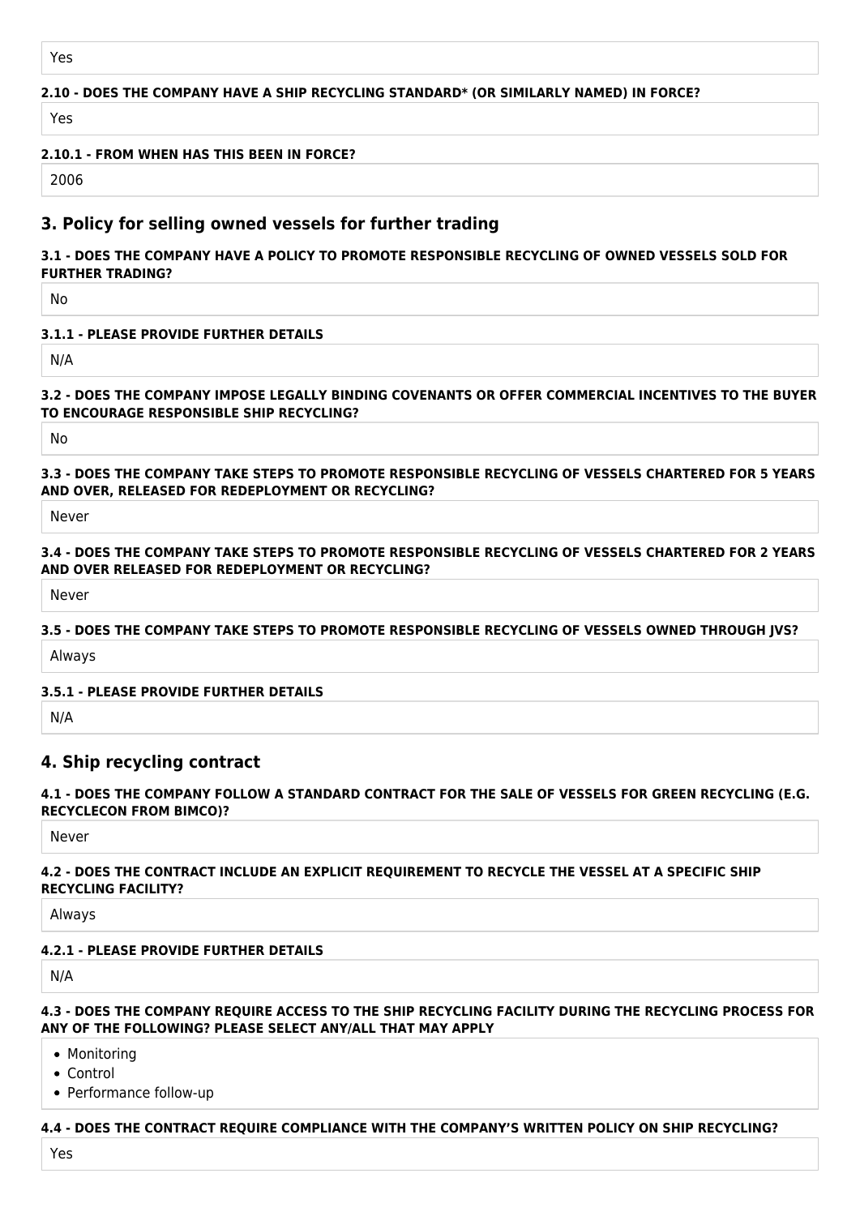Yes

**2.10 - DOES THE COMPANY HAVE A SHIP RECYCLING STANDARD* (OR SIMILARLY NAMED) IN FORCE?**

Yes

**2.10.1 - FROM WHEN HAS THIS BEEN IN FORCE?**

2006

## 3. Policy for selling owned vessels for further trading

**3.1 - DOES THE COMPANY HAVE A POLICY TO PROMOTE RESPONSIBLE RECYCLING OF OWNED VESSELS SOLD FOR FURTHER TRADING?**

No

**3.1.1 - PLEASE PROVIDE FURTHER DETAILS**

N/A

**3.2 - DOES THE COMPANY IMPOSE LEGALLY BINDING COVENANTS OR OFFER COMMERCIAL INCENTIVES TO THE BUYER TO ENCOURAGE RESPONSIBLE SHIP RECYCLING?**

No

**3.3 - DOES THE COMPANY TAKE STEPS TO PROMOTE RESPONSIBLE RECYCLING OF VESSELS CHARTERED FOR 5 YEARS AND OVER, RELEASED FOR REDEPLOYMENT OR RECYCLING?**

Never

**3.4 - DOES THE COMPANY TAKE STEPS TO PROMOTE RESPONSIBLE RECYCLING OF VESSELS CHARTERED FOR 2 YEARS AND OVER RELEASED FOR REDEPLOYMENT OR RECYCLING?**

Never

**3.5 - DOES THE COMPANY TAKE STEPS TO PROMOTE RESPONSIBLE RECYCLING OF VESSELS OWNED THROUGH JVS?**

Always

**3.5.1 - PLEASE PROVIDE FURTHER DETAILS**

N/A

## 4. Ship recycling contract

**4.1 - DOES THE COMPANY FOLLOW A STANDARD CONTRACT FOR THE SALE OF VESSELS FOR GREEN RECYCLING (E.G. RECYCLECON FROM BIMCO)?**

Never

**4.2 - DOES THE CONTRACT INCLUDE AN EXPLICIT REQUIREMENT TO RECYCLE THE VESSEL AT A SPECIFIC SHIP RECYCLING FACILITY?**

Always

**4.2.1 - PLEASE PROVIDE FURTHER DETAILS**

N/A

**4.3 - DOES THE COMPANY REQUIRE ACCESS TO THE SHIP RECYCLING FACILITY DURING THE RECYCLING PROCESS FOR ANY OF THE FOLLOWING? PLEASE SELECT ANY/ALL THAT MAY APPLY**

- Monitoring
- Control
- Performance follow-up

**4.4 - DOES THE CONTRACT REQUIRE COMPLIANCE WITH THE COMPANY'S WRITTEN POLICY ON SHIP RECYCLING?**

Yes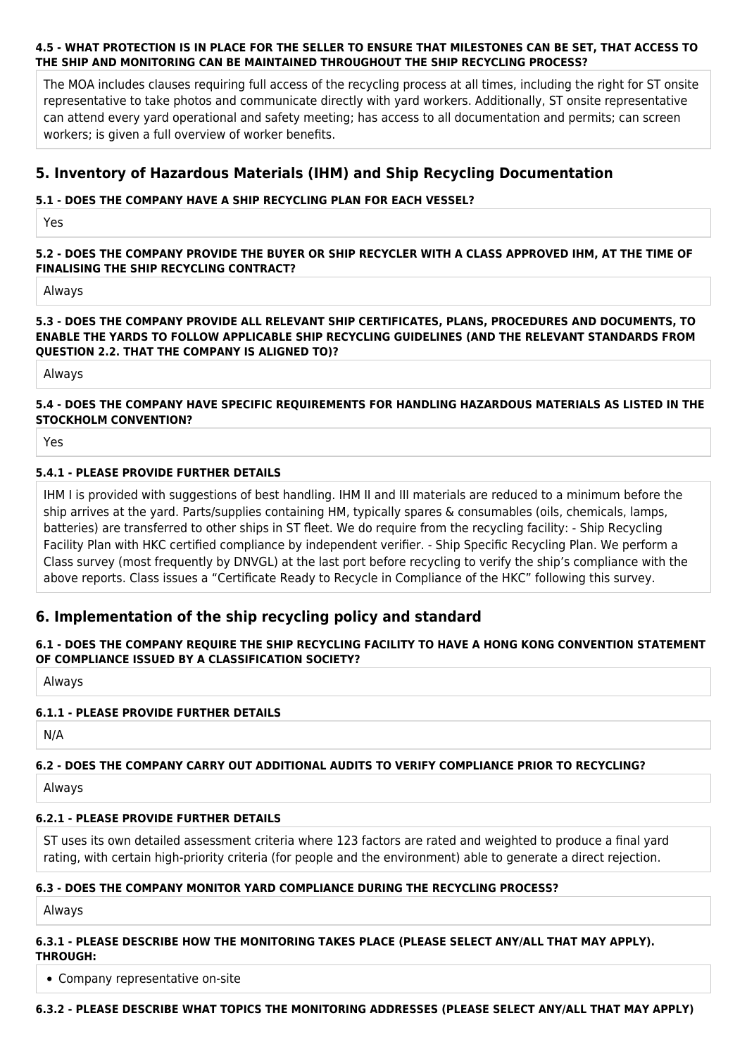**4.5 - WHAT PROTECTION IS IN PLACE FOR THE SELLER TO ENSURE THAT MILESTONES CAN BE SET, THAT ACCESS TO THE SHIP AND MONITORING CAN BE MAINTAINED THROUGHOUT THE SHIP RECYCLING PROCESS?**

The MOA includes clauses requiring full access of the recycling process at all times, including the right for ST onsite representative to take photos and communicate directly with yard workers. Additionally, ST onsite representative can attend every yard operational and safety meeting; has access to all documentation and permits; can screen workers; is given a full overview of worker benefits.

## 5. Inventory of Hazardous Materials (IHM) and Ship Recycling Documentation

**5.1 - DOES THE COMPANY HAVE A SHIP RECYCLING PLAN FOR EACH VESSEL?**

Yes

**5.2 - DOES THE COMPANY PROVIDE THE BUYER OR SHIP RECYCLER WITH A CLASS APPROVED IHM, AT THE TIME OF FINALISING THE SHIP RECYCLING CONTRACT?**

Always

**5.3 - DOES THE COMPANY PROVIDE ALL RELEVANT SHIP CERTIFICATES, PLANS, PROCEDURES AND DOCUMENTS, TO ENABLE THE YARDS TO FOLLOW APPLICABLE SHIP RECYCLING GUIDELINES (AND THE RELEVANT STANDARDS FROM QUESTION 2.2. THAT THE COMPANY IS ALIGNED TO)?**

Always

**5.4 - DOES THE COMPANY HAVE SPECIFIC REQUIREMENTS FOR HANDLING HAZARDOUS MATERIALS AS LISTED IN THE STOCKHOLM CONVENTION?**

Yes

**5.4.1 - PLEASE PROVIDE FURTHER DETAILS**

IHM I is provided with suggestions of best handling. IHM II and III materials are reduced to a minimum before the ship arrives at the yard. Parts/supplies containing HM, typically spares & consumables (oils, chemicals, lamps, batteries) are transferred to other ships in ST fleet. We do require from the recycling facility: - Ship Recycling Facility Plan with HKC certified compliance by independent verifier. - Ship Specific Recycling Plan. We perform a Class survey (most frequently by DNVGL) at the last port before recycling to verify the ship's compliance with the above reports. Class issues a "Certificate Ready to Recycle in Compliance of the HKC" following this survey.

## 6. Implementation of the ship recycling policy and standard

**6.1 - DOES THE COMPANY REQUIRE THE SHIP RECYCLING FACILITY TO HAVE A HONG KONG CONVENTION STATEMENT OF COMPLIANCE ISSUED BY A CLASSIFICATION SOCIETY?**

Always

**6.1.1 - PLEASE PROVIDE FURTHER DETAILS**

N/A

**6.2 - DOES THE COMPANY CARRY OUT ADDITIONAL AUDITS TO VERIFY COMPLIANCE PRIOR TO RECYCLING?**

Always

**6.2.1 - PLEASE PROVIDE FURTHER DETAILS**

ST uses its own detailed assessment criteria where 123 factors are rated and weighted to produce a final yard rating, with certain high-priority criteria (for people and the environment) able to generate a direct rejection.

**6.3 - DOES THE COMPANY MONITOR YARD COMPLIANCE DURING THE RECYCLING PROCESS?**

Always

**6.3.1 - PLEASE DESCRIBE HOW THE MONITORING TAKES PLACE (PLEASE SELECT ANY/ALL THAT MAY APPLY). THROUGH:**

- Company representative on-site

**6.3.2 - PLEASE DESCRIBE WHAT TOPICS THE MONITORING ADDRESSES (PLEASE SELECT ANY/ALL THAT MAY APPLY)**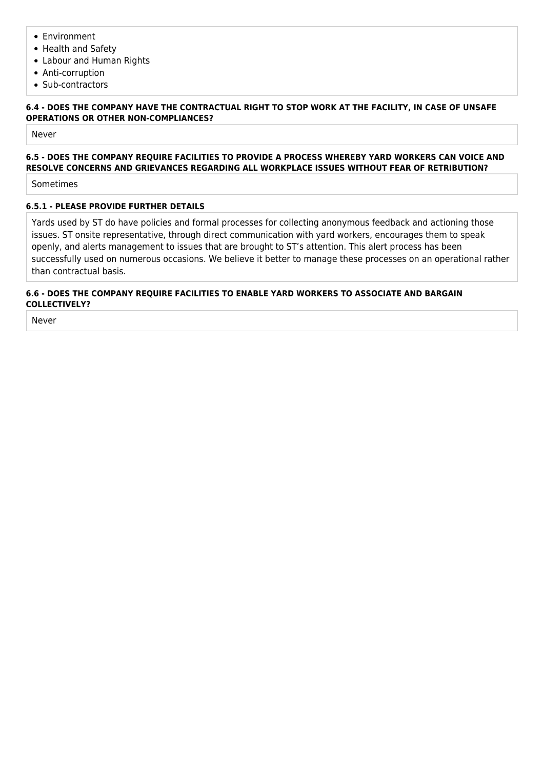- Environment
- Health and Safety
- Labour and Human Rights
- Anti-corruption
- Sub-contractors

**6.4 - DOES THE COMPANY HAVE THE CONTRACTUAL RIGHT TO STOP WORK AT THE FACILITY, IN CASE OF UNSAFE OPERATIONS OR OTHER NON-COMPLIANCES?**

Never

**6.5 - DOES THE COMPANY REQUIRE FACILITIES TO PROVIDE A PROCESS WHEREBY YARD WORKERS CAN VOICE AND RESOLVE CONCERNS AND GRIEVANCES REGARDING ALL WORKPLACE ISSUES WITHOUT FEAR OF RETRIBUTION?**

Sometimes

**6.5.1 - PLEASE PROVIDE FURTHER DETAILS**

Yards used by ST do have policies and formal processes for collecting anonymous feedback and actioning those issues. ST onsite representative, through direct communication with yard workers, encourages them to speak openly, and alerts management to issues that are brought to ST's attention. This alert process has been successfully used on numerous occasions. We believe it better to manage these processes on an operational rather than contractual basis.

**6.6 - DOES THE COMPANY REQUIRE FACILITIES TO ENABLE YARD WORKERS TO ASSOCIATE AND BARGAIN COLLECTIVELY?**

Never